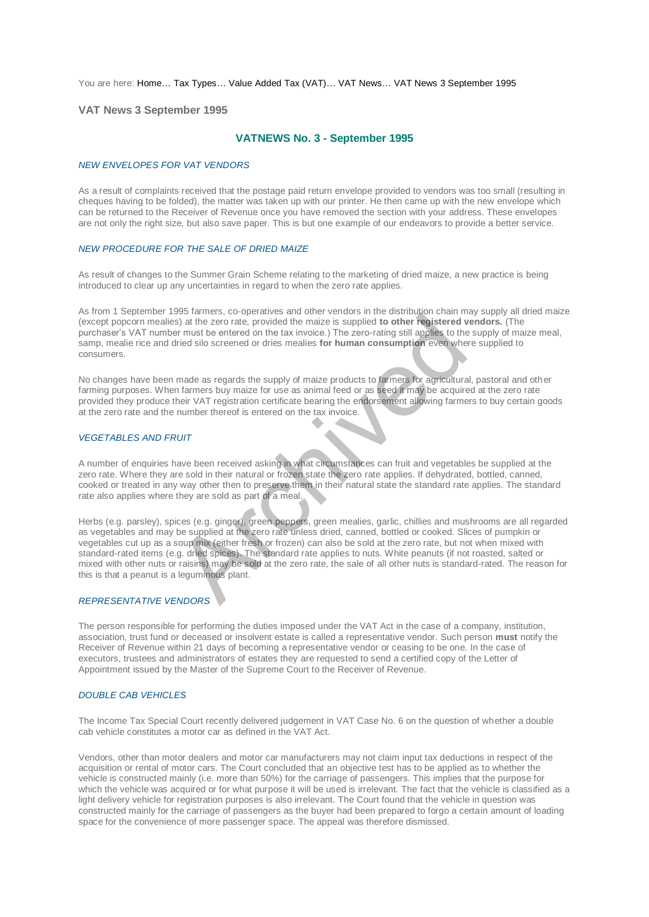You are here: Home… Tax Types… Value Added Tax (VAT)… VAT News… VAT News 3 September 1995

## VAT News 3 September 1995

# VATNEWS No. 3 - September 1995

### *NEW ENVELOPES FOR VAT VENDORS*

As a result of complaints received that the postage paid return envelope provided to vendors was too small (resulting in cheques having to be folded), the matter was taken up with our printer. He then came up with the new envelope which can be returned to the Receiver of Revenue once you have removed the section with your address. These envelopes are not only the right size, but also save paper. This is but one example of our endeavors to provide a better service.

### *NEW PROCEDURE FOR THE SALE OF DRIED MAIZE*

As result of changes to the Summer Grain Scheme relating to the marketing of dried maize, a new practice is being introduced to clear up any uncertainties in regard to when the zero rate applies.

As from 1 September 1995 farmers, co-operatives and other vendors in the distribution chain may supply all dried maize (except popcorn mealies) at the zero rate, provided the maize is supplied **to other registered vendors.** (The purchaser's VAT number must be entered on the tax invoice.) The zero-rating still applies to the supply of maize meal, samp, mealie rice and dried silo screened or dries mealies **for human consumption** even where supplied to consumers.

No changes have been made as regards the supply of maize products to farmers for agricultural, pastoral and other farming purposes. When farmers buy maize for use as animal feed or as seed it may be acquired at the zero rate provided they produce their VAT registration certificate bearing the endorsement allowing farmers to buy certain goods at the zero rate and the number thereof is entered on the tax invoice.

### *VEGETABLES AND FRUIT*

A number of enquiries have been received asking in what circumstances can fruit and vegetables be supplied at the zero rate. Where they are sold in their natural or frozen state the zero rate applies. If dehydrated, bottled, canned, cooked or treated in any way other then to preserve them in their natural state the standard rate applies. The standard rate also applies where they are sold as part of a meal.

Herbs (e.g. parsley), spices (e.g. ginger), green peppers, green mealies, garlic, chillies and mushrooms are all regarded as vegetables and may be supplied at the zero rate unless dried, canned, bottled or cooked. Slices of pumpkin or vegetables cut up as a soup mix (either fresh or frozen) can also be sold at the zero rate, but not when mixed with standard-rated items (e.g. dried spices). The standard rate applies to nuts. White peanuts (if not roasted, salted or mixed with other nuts or raisins) may be sold at the zero rate, the sale of all other nuts is standard-rated. The reason for this is that a peanut is a leguminous plant.

### *REPRESENTATIVE VENDORS*

The person responsible for performing the duties imposed under the VAT Act in the case of a company, institution, association, trust fund or deceased or insolvent estate is called a representative vendor. Such person **must** notify the Receiver of Revenue within 21 days of becoming a representative vendor or ceasing to be one. In the case of executors, trustees and administrators of estates they are requested to send a certified copy of the Letter of Appointment issued by the Master of the Supreme Court to the Receiver of Revenue.

### *DOUBLE CAB VEHICLES*

The Income Tax Special Court recently delivered judgement in VAT Case No. 6 on the question of whether a double cab vehicle constitutes a motor car as defined in the VAT Act.

Vendors, other than motor dealers and motor car manufacturers may not claim input tax deductions in respect of the acquisition or rental of motor cars. The Court concluded that an objective test has to be applied as to whether the vehicle is constructed mainly (i.e. more than 50%) for the carriage of passengers. This implies that the purpose for which the vehicle was acquired or for what purpose it will be used is irrelevant. The fact that the vehicle is classified as a light delivery vehicle for registration purposes is also irrelevant. The Court found that the vehicle in question was constructed mainly for the carriage of passengers as the buyer had been prepared to forgo a certain amount of loading space for the convenience of more passenger space. The appeal was therefore dismissed.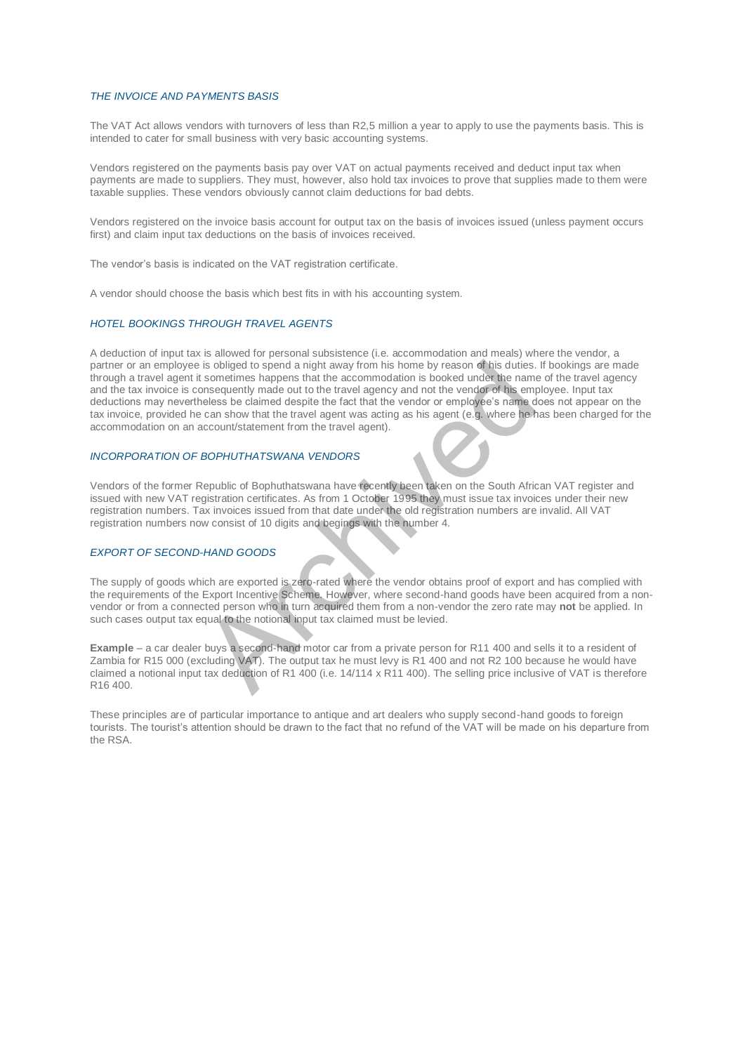### *THE INVOICE AND PAYMENTS BASIS*

The VAT Act allows vendors with turnovers of less than R2,5 million a year to apply to use the payments basis. This is intended to cater for small business with very basic accounting systems.

Vendors registered on the payments basis pay over VAT on actual payments received and deduct input tax when payments are made to suppliers. They must, however, also hold tax invoices to prove that supplies made to them were taxable supplies. These vendors obviously cannot claim deductions for bad debts.

Vendors registered on the invoice basis account for output tax on the basis of invoices issued (unless payment occurs first) and claim input tax deductions on the basis of invoices received.

The vendor's basis is indicated on the VAT registration certificate.

A vendor should choose the basis which best fits in with his accounting system.

### *HOTEL BOOKINGS THROUGH TRAVEL AGENTS*

A deduction of input tax is allowed for personal subsistence (i.e. accommodation and meals) where the vendor, a partner or an employee is obliged to spend a night away from his home by reason of his duties. If bookings are made through a travel agent it sometimes happens that the accommodation is booked under the name of the travel agency and the tax invoice is consequently made out to the travel agency and not the vendor of his employee. Input tax deductions may nevertheless be claimed despite the fact that the vendor or employee's name does not appear on the tax invoice, provided he can show that the travel agent was acting as his agent (e.g. where he has been charged for the accommodation on an account/statement from the travel agent).

### *INCORPORATION OF BOPHUTHATSWANA VENDORS*

Vendors of the former Republic of Bophuthatswana have recently been taken on the South African VAT register and issued with new VAT registration certificates. As from 1 October 1995 they must issue tax invoices under their new registration numbers. Tax invoices issued from that date under the old registration numbers are invalid. All VAT registration numbers now consist of 10 digits and begings with the number 4.

### *EXPORT OF SECOND-HAND GOODS*

The supply of goods which are exported is zero-rated where the vendor obtains proof of export and has complied with the requirements of the Export Incentive Scheme. However, where second-hand goods have been acquired from a non-vendor or from a connected person who in turn acquired them from a non-vendor the zero rate may **not** be applied. In such cases output tax equal to the notional input tax claimed must be levied.

**Example** – a car dealer buys a second-hand motor car from a private person for R11 400 and sells it to a resident of Zambia for R15 000 (excluding VAT). The output tax he must levy is R1 400 and not R2 100 because he would have claimed a notional input tax deduction of R1 400 (i.e. 14/114 x R11 400). The selling price inclusive of VAT is therefore R16 400.

These principles are of particular importance to antique and art dealers who supply second-hand goods to foreign tourists. The tourist's attention should be drawn to the fact that no refund of the VAT will be made on his departure from the RSA.